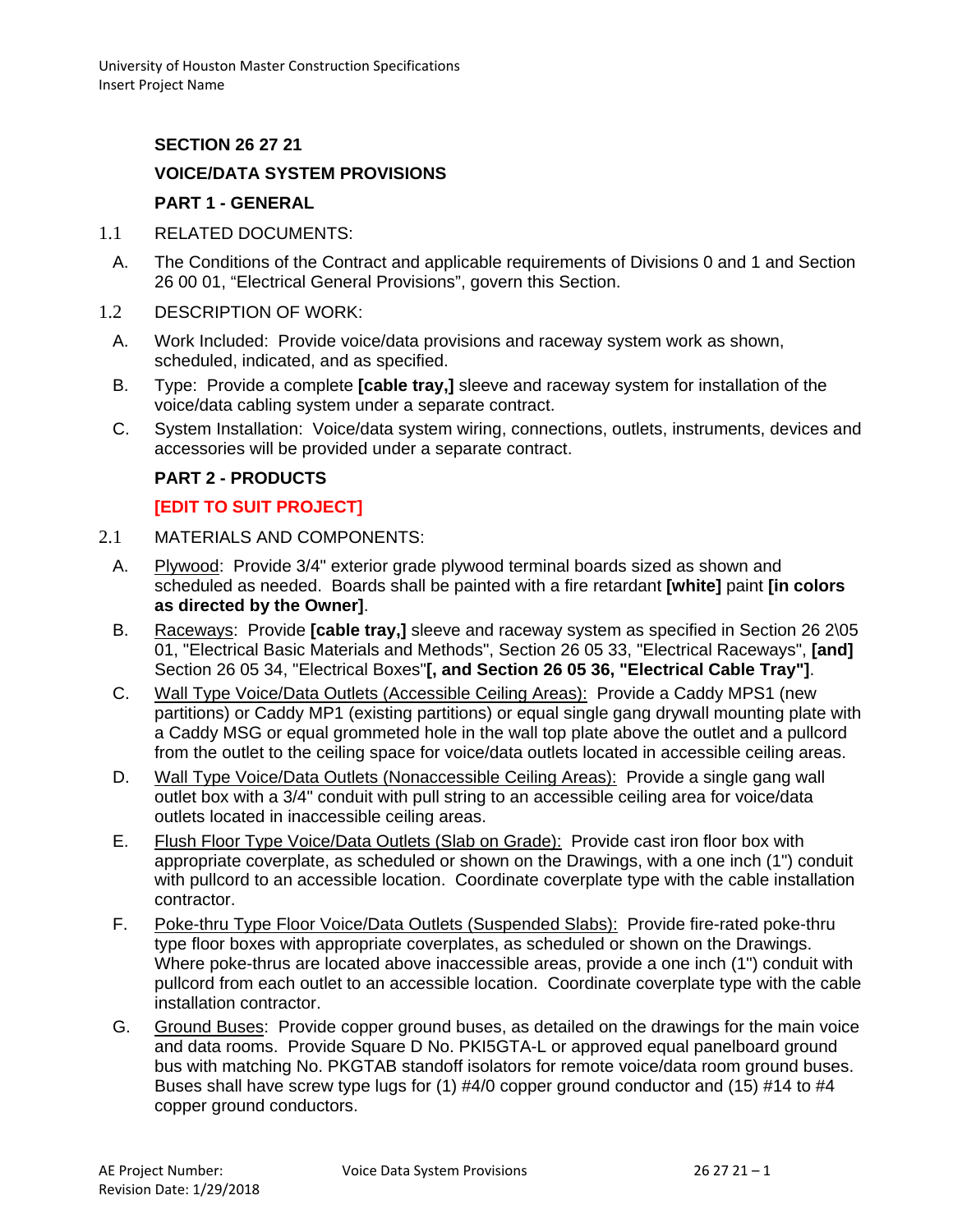**SECTION 26 27 21**

**VOICE/DATA SYSTEM PROVISIONS**

**PART 1 - GENERAL**

1.1 RELATED DOCUMENTS:

A. The Conditions of the Contract and applicable requirements of Divisions 0 and 1 and Section 26 00 01, “Electrical General Provisions”, govern this Section.

1.2 DESCRIPTION OF WORK:

A. Work Included: Provide voice/data provisions and raceway system work as shown, scheduled, indicated, and as specified.

B. Type: Provide a complete **[cable tray,]** sleeve and raceway system for installation of the voice/data cabling system under a separate contract.

C. System Installation: Voice/data system wiring, connections, outlets, instruments, devices and accessories will be provided under a separate contract.

**PART 2 - PRODUCTS**

**[EDIT TO SUIT PROJECT]**

2.1 MATERIALS AND COMPONENTS:

A. Plywood: Provide 3/4" exterior grade plywood terminal boards sized as shown and scheduled as needed. Boards shall be painted with a fire retardant **[white]** paint **[in colors as directed by the Owner]**.

B. Raceways: Provide **[cable tray,]** sleeve and raceway system as specified in Section 26 2\05 01, "Electrical Basic Materials and Methods", Section 26 05 33, "Electrical Raceways", **[and]** Section 26 05 34, "Electrical Boxes"**[, and Section 26 05 36, "Electrical Cable Tray"]**.

C. Wall Type Voice/Data Outlets (Accessible Ceiling Areas): Provide a Caddy MPS1 (new partitions) or Caddy MP1 (existing partitions) or equal single gang drywall mounting plate with a Caddy MSG or equal grommeted hole in the wall top plate above the outlet and a pullcord from the outlet to the ceiling space for voice/data outlets located in accessible ceiling areas.

D. Wall Type Voice/Data Outlets (Nonaccessible Ceiling Areas): Provide a single gang wall outlet box with a 3/4" conduit with pull string to an accessible ceiling area for voice/data outlets located in inaccessible ceiling areas.

E. Flush Floor Type Voice/Data Outlets (Slab on Grade): Provide cast iron floor box with appropriate coverplate, as scheduled or shown on the Drawings, with a one inch (1") conduit with pullcord to an accessible location. Coordinate coverplate type with the cable installation contractor.

F. Poke-thru Type Floor Voice/Data Outlets (Suspended Slabs): Provide fire-rated poke-thru type floor boxes with appropriate coverplates, as scheduled or shown on the Drawings. Where poke-thrus are located above inaccessible areas, provide a one inch (1") conduit with pullcord from each outlet to an accessible location. Coordinate coverplate type with the cable installation contractor.

G. Ground Buses: Provide copper ground buses, as detailed on the drawings for the main voice and data rooms. Provide Square D No. PKI5GTA-L or approved equal panelboard ground bus with matching No. PKGTAB standoff isolators for remote voice/data room ground buses. Buses shall have screw type lugs for (1) #4/0 copper ground conductor and (15) #14 to #4 copper ground conductors.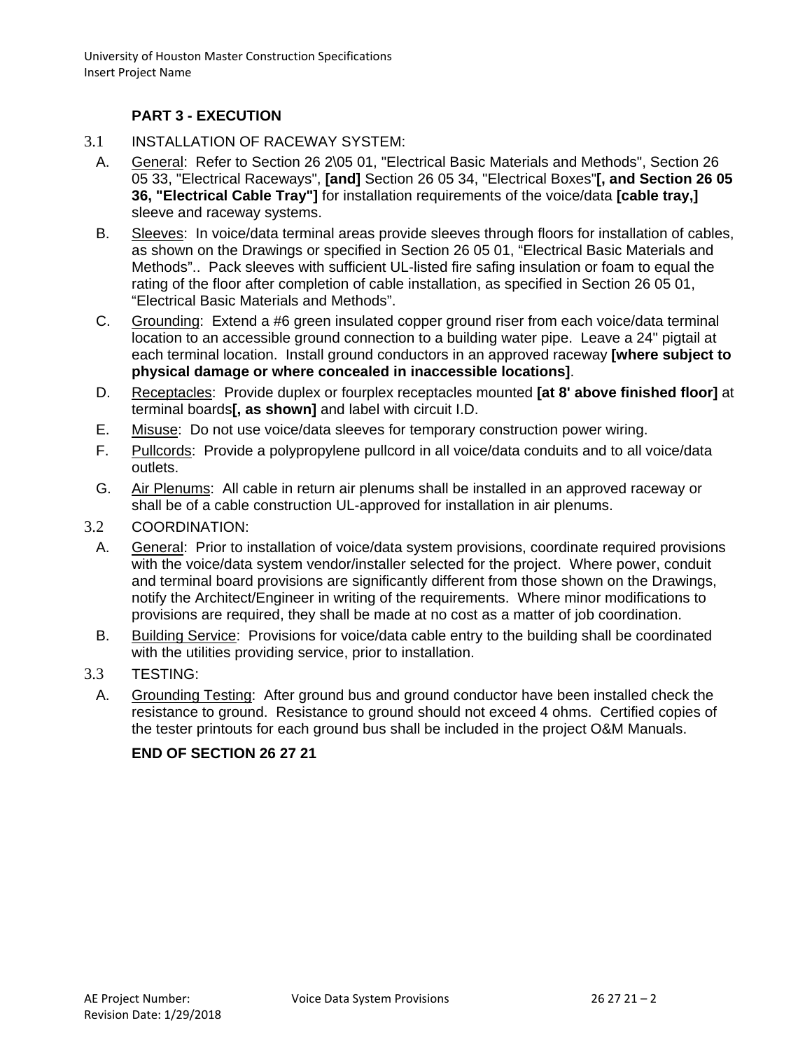## PART 3 - EXECUTION

3.1 INSTALLATION OF RACEWAY SYSTEM:

A. General: Refer to Section 26 2\05 01, "Electrical Basic Materials and Methods", Section 26 05 33, "Electrical Raceways", **[and]** Section 26 05 34, "Electrical Boxes"**[, and Section 26 05 36, "Electrical Cable Tray"]** for installation requirements of the voice/data **[cable tray,]** sleeve and raceway systems.

B. Sleeves: In voice/data terminal areas provide sleeves through floors for installation of cables, as shown on the Drawings or specified in Section 26 05 01, "Electrical Basic Materials and Methods".. Pack sleeves with sufficient UL-listed fire safing insulation or foam to equal the rating of the floor after completion of cable installation, as specified in Section 26 05 01, "Electrical Basic Materials and Methods".

C. Grounding: Extend a #6 green insulated copper ground riser from each voice/data terminal location to an accessible ground connection to a building water pipe. Leave a 24" pigtail at each terminal location. Install ground conductors in an approved raceway **[where subject to physical damage or where concealed in inaccessible locations]**.

D. Receptacles: Provide duplex or fourplex receptacles mounted **[at 8' above finished floor]** at terminal boards**[, as shown]** and label with circuit I.D.

E. Misuse: Do not use voice/data sleeves for temporary construction power wiring.

F. Pullcords: Provide a polypropylene pullcord in all voice/data conduits and to all voice/data outlets.

G. Air Plenums: All cable in return air plenums shall be installed in an approved raceway or shall be of a cable construction UL-approved for installation in air plenums.

3.2 COORDINATION:

A. General: Prior to installation of voice/data system provisions, coordinate required provisions with the voice/data system vendor/installer selected for the project. Where power, conduit and terminal board provisions are significantly different from those shown on the Drawings, notify the Architect/Engineer in writing of the requirements. Where minor modifications to provisions are required, they shall be made at no cost as a matter of job coordination.

B. Building Service: Provisions for voice/data cable entry to the building shall be coordinated with the utilities providing service, prior to installation.

3.3 TESTING:

A. Grounding Testing: After ground bus and ground conductor have been installed check the resistance to ground. Resistance to ground should not exceed 4 ohms. Certified copies of the tester printouts for each ground bus shall be included in the project O&M Manuals.

**END OF SECTION 26 27 21**